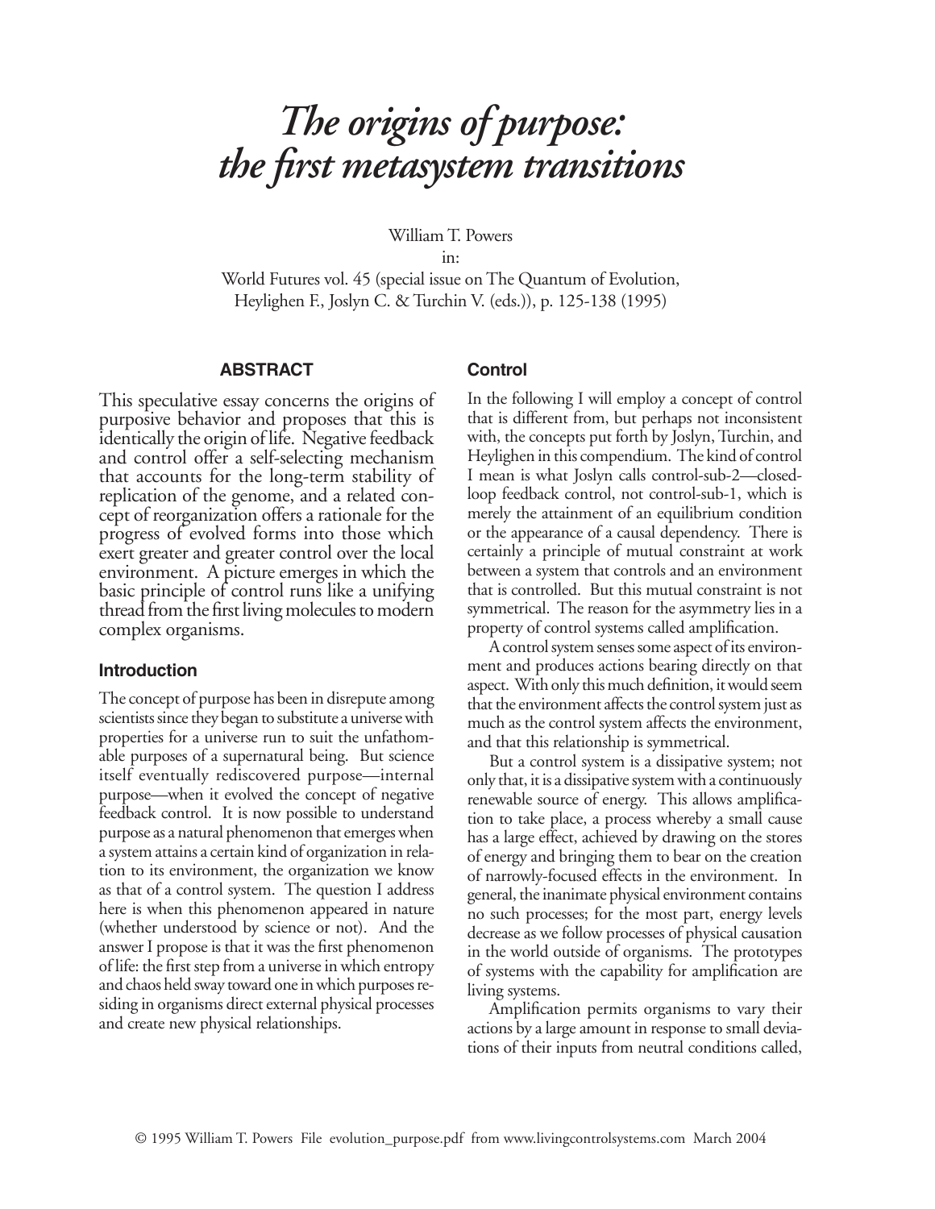# *The origins of purpose: the first metasystem transitions*

William T. Powers

in:

World Futures vol. 45 (special issue on The Quantum of Evolution, Heylighen F., Joslyn C. & Turchin V. (eds.)), p. 125-138 (1995)

## ABSTRACT

This speculative essay concerns the origins of purposive behavior and proposes that this is identically the origin of life. Negative feedback and control offer a self-selecting mechanism that accounts for the long-term stability of replication of the genome, and a related concept of reorganization offers a rationale for the progress of evolved forms into those which exert greater and greater control over the local environment. A picture emerges in which the basic principle of control runs like a unifying thread from the first living molecules to modern complex organisms.

## Introduction

The concept of purpose has been in disrepute among scientists since they began to substitute a universe with properties for a universe run to suit the unfathomable purposes of a supernatural being. But science itself eventually rediscovered purpose—internal purpose—when it evolved the concept of negative feedback control. It is now possible to understand purpose as a natural phenomenon that emerges when a system attains a certain kind of organization in relation to its environment, the organization we know as that of a control system. The question I address here is when this phenomenon appeared in nature (whether understood by science or not). And the answer I propose is that it was the first phenomenon of life: the first step from a universe in which entropy and chaos held sway toward one in which purposes residing in organisms direct external physical processes and create new physical relationships.

## Control

In the following I will employ a concept of control that is different from, but perhaps not inconsistent with, the concepts put forth by Joslyn, Turchin, and Heylighen in this compendium. The kind of control I mean is what Joslyn calls control-sub-2—closed-loop feedback control, not control-sub-1, which is merely the attainment of an equilibrium condition or the appearance of a causal dependency. There is certainly a principle of mutual constraint at work between a system that controls and an environment that is controlled. But this mutual constraint is not symmetrical. The reason for the asymmetry lies in a property of control systems called amplification.

A control system senses some aspect of its environment and produces actions bearing directly on that aspect. With only this much definition, it would seem that the environment affects the control system just as much as the control system affects the environment, and that this relationship is symmetrical.

But a control system is a dissipative system; not only that, it is a dissipative system with a continuously renewable source of energy. This allows amplification to take place, a process whereby a small cause has a large effect, achieved by drawing on the stores of energy and bringing them to bear on the creation of narrowly-focused effects in the environment. In general, the inanimate physical environment contains no such processes; for the most part, energy levels decrease as we follow processes of physical causation in the world outside of organisms. The prototypes of systems with the capability for amplification are living systems.

Amplification permits organisms to vary their actions by a large amount in response to small deviations of their inputs from neutral conditions called,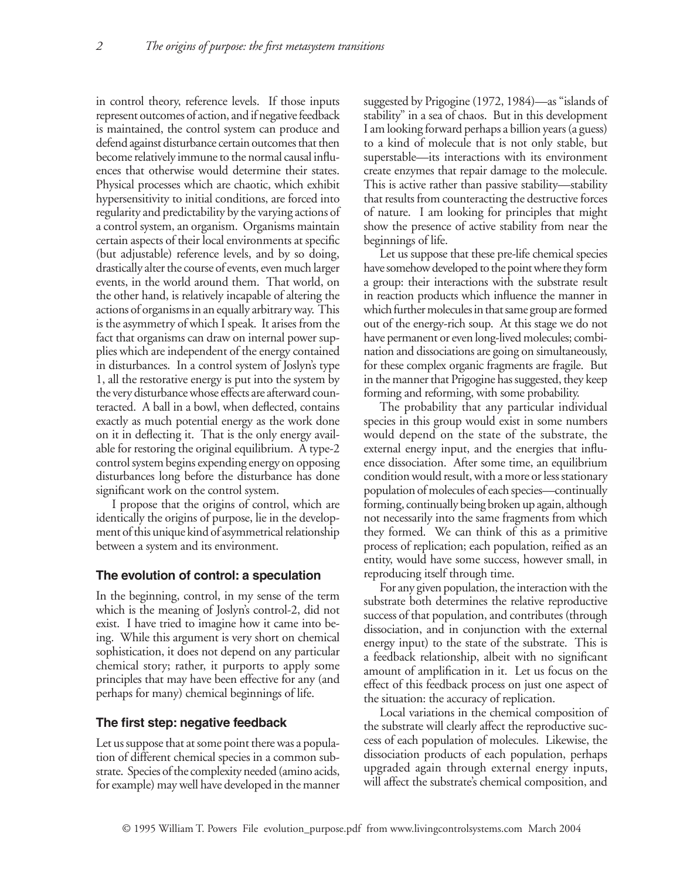in control theory, reference levels. If those inputs represent outcomes of action, and if negative feedback is maintained, the control system can produce and defend against disturbance certain outcomes that then become relatively immune to the normal causal influences that otherwise would determine their states. Physical processes which are chaotic, which exhibit hypersensitivity to initial conditions, are forced into regularity and predictability by the varying actions of a control system, an organism. Organisms maintain certain aspects of their local environments at specific (but adjustable) reference levels, and by so doing, drastically alter the course of events, even much larger events, in the world around them. That world, on the other hand, is relatively incapable of altering the actions of organisms in an equally arbitrary way. This is the asymmetry of which I speak. It arises from the fact that organisms can draw on internal power supplies which are independent of the energy contained in disturbances. In a control system of Joslyn's type 1, all the restorative energy is put into the system by the very disturbance whose effects are afterward counteracted. A ball in a bowl, when deflected, contains exactly as much potential energy as the work done on it in deflecting it. That is the only energy available for restoring the original equilibrium. A type-2 control system begins expending energy on opposing disturbances long before the disturbance has done significant work on the control system.

I propose that the origins of control, which are identically the origins of purpose, lie in the development of this unique kind of asymmetrical relationship between a system and its environment.

## The evolution of control: a speculation

In the beginning, control, in my sense of the term which is the meaning of Joslyn's control-2, did not exist. I have tried to imagine how it came into being. While this argument is very short on chemical sophistication, it does not depend on any particular chemical story; rather, it purports to apply some principles that may have been effective for any (and perhaps for many) chemical beginnings of life.

## The first step: negative feedback

Let us suppose that at some point there was a population of different chemical species in a common substrate. Species of the complexity needed (amino acids, for example) may well have developed in the manner suggested by Prigogine (1972, 1984)—as "islands of stability" in a sea of chaos. But in this development I am looking forward perhaps a billion years (a guess) to a kind of molecule that is not only stable, but superstable—its interactions with its environment create enzymes that repair damage to the molecule. This is active rather than passive stability—stability that results from counteracting the destructive forces of nature. I am looking for principles that might show the presence of active stability from near the beginnings of life.

Let us suppose that these pre-life chemical species have somehow developed to the point where they form a group: their interactions with the substrate result in reaction products which influence the manner in which further molecules in that same group are formed out of the energy-rich soup. At this stage we do not have permanent or even long-lived molecules; combination and dissociations are going on simultaneously, for these complex organic fragments are fragile. But in the manner that Prigogine has suggested, they keep forming and reforming, with some probability.

The probability that any particular individual species in this group would exist in some numbers would depend on the state of the substrate, the external energy input, and the energies that influence dissociation. After some time, an equilibrium condition would result, with a more or less stationary population of molecules of each species—continually forming, continually being broken up again, although not necessarily into the same fragments from which they formed. We can think of this as a primitive process of replication; each population, reified as an entity, would have some success, however small, in reproducing itself through time.

For any given population, the interaction with the substrate both determines the relative reproductive success of that population, and contributes (through dissociation, and in conjunction with the external energy input) to the state of the substrate. This is a feedback relationship, albeit with no significant amount of amplification in it. Let us focus on the effect of this feedback process on just one aspect of the situation: the accuracy of replication.

Local variations in the chemical composition of the substrate will clearly affect the reproductive success of each population of molecules. Likewise, the dissociation products of each population, perhaps upgraded again through external energy inputs, will affect the substrate's chemical composition, and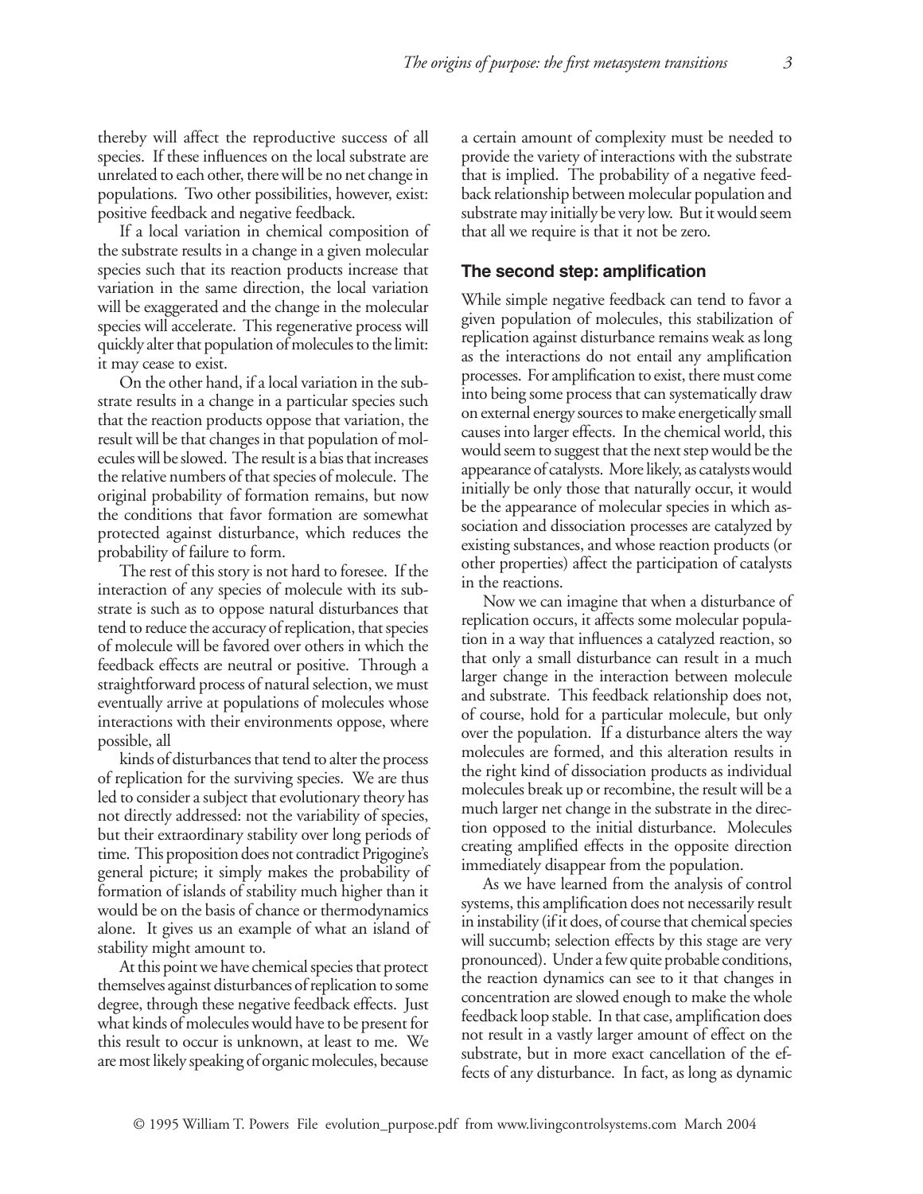thereby will affect the reproductive success of all species. If these influences on the local substrate are unrelated to each other, there will be no net change in populations. Two other possibilities, however, exist: positive feedback and negative feedback.

If a local variation in chemical composition of the substrate results in a change in a given molecular species such that its reaction products increase that variation in the same direction, the local variation will be exaggerated and the change in the molecular species will accelerate. This regenerative process will quickly alter that population of molecules to the limit: it may cease to exist.

On the other hand, if a local variation in the substrate results in a change in a particular species such that the reaction products oppose that variation, the result will be that changes in that population of molecules will be slowed. The result is a bias that increases the relative numbers of that species of molecule. The original probability of formation remains, but now the conditions that favor formation are somewhat protected against disturbance, which reduces the probability of failure to form.

The rest of this story is not hard to foresee. If the interaction of any species of molecule with its substrate is such as to oppose natural disturbances that tend to reduce the accuracy of replication, that species of molecule will be favored over others in which the feedback effects are neutral or positive. Through a straightforward process of natural selection, we must eventually arrive at populations of molecules whose interactions with their environments oppose, where possible, all

kinds of disturbances that tend to alter the process of replication for the surviving species. We are thus led to consider a subject that evolutionary theory has not directly addressed: not the variability of species, but their extraordinary stability over long periods of time. This proposition does not contradict Prigogine's general picture; it simply makes the probability of formation of islands of stability much higher than it would be on the basis of chance or thermodynamics alone. It gives us an example of what an island of stability might amount to.

At this point we have chemical species that protect themselves against disturbances of replication to some degree, through these negative feedback effects. Just what kinds of molecules would have to be present for this result to occur is unknown, at least to me. We are most likely speaking of organic molecules, because a certain amount of complexity must be needed to provide the variety of interactions with the substrate that is implied. The probability of a negative feedback relationship between molecular population and substrate may initially be very low. But it would seem that all we require is that it not be zero.

## The second step: amplification

While simple negative feedback can tend to favor a given population of molecules, this stabilization of replication against disturbance remains weak as long as the interactions do not entail any amplification processes. For amplification to exist, there must come into being some process that can systematically draw on external energy sources to make energetically small causes into larger effects. In the chemical world, this would seem to suggest that the next step would be the appearance of catalysts. More likely, as catalysts would initially be only those that naturally occur, it would be the appearance of molecular species in which association and dissociation processes are catalyzed by existing substances, and whose reaction products (or other properties) affect the participation of catalysts in the reactions.

Now we can imagine that when a disturbance of replication occurs, it affects some molecular population in a way that influences a catalyzed reaction, so that only a small disturbance can result in a much larger change in the interaction between molecule and substrate. This feedback relationship does not, of course, hold for a particular molecule, but only over the population. If a disturbance alters the way molecules are formed, and this alteration results in the right kind of dissociation products as individual molecules break up or recombine, the result will be a much larger net change in the substrate in the direction opposed to the initial disturbance. Molecules creating amplified effects in the opposite direction immediately disappear from the population.

As we have learned from the analysis of control systems, this amplification does not necessarily result in instability (if it does, of course that chemical species will succumb; selection effects by this stage are very pronounced). Under a few quite probable conditions, the reaction dynamics can see to it that changes in concentration are slowed enough to make the whole feedback loop stable. In that case, amplification does not result in a vastly larger amount of effect on the substrate, but in more exact cancellation of the effects of any disturbance. In fact, as long as dynamic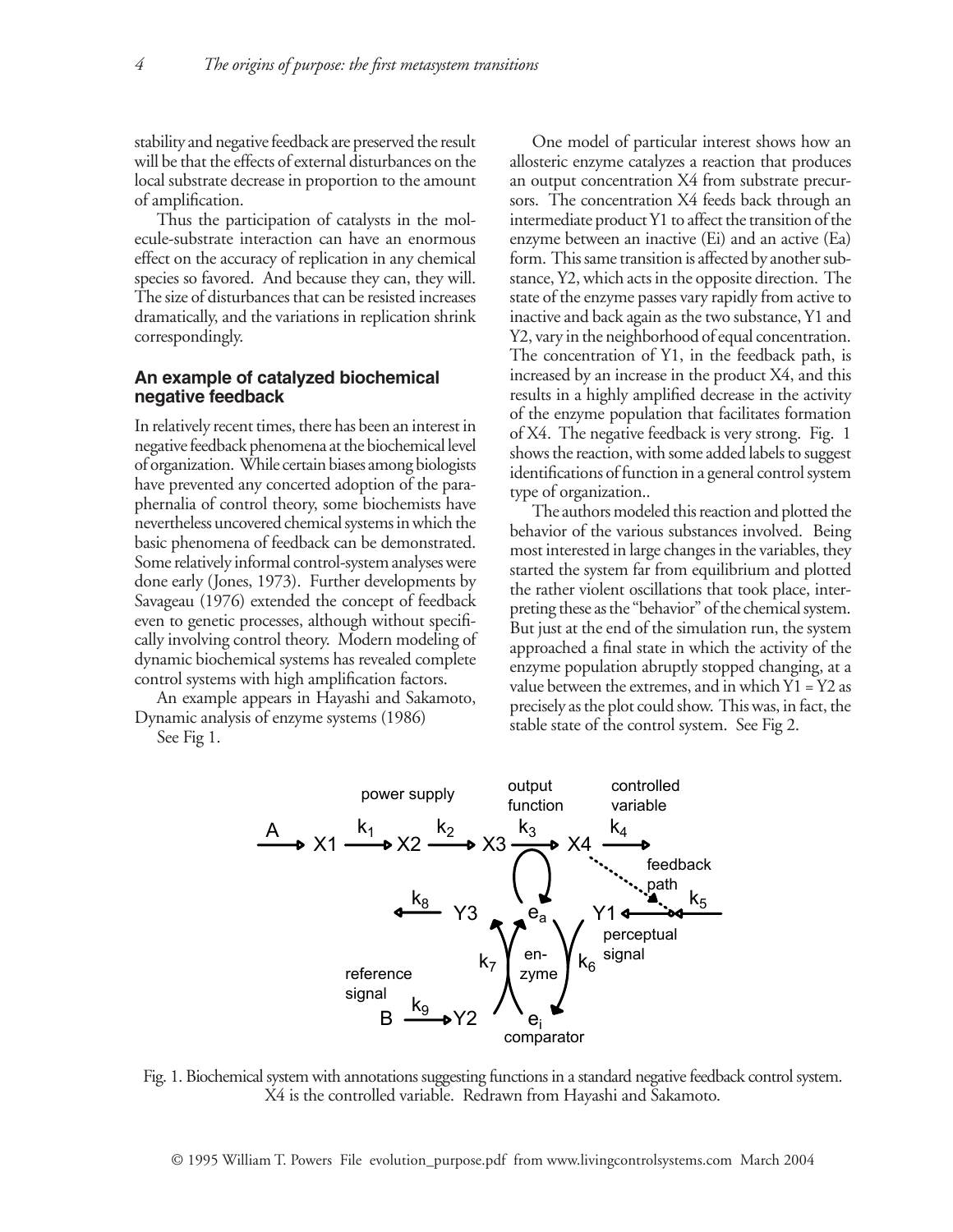stability and negative feedback are preserved the result will be that the effects of external disturbances on the local substrate decrease in proportion to the amount of amplification.

Thus the participation of catalysts in the molecule-substrate interaction can have an enormous effect on the accuracy of replication in any chemical species so favored. And because they can, they will. The size of disturbances that can be resisted increases dramatically, and the variations in replication shrink correspondingly.

### An example of catalyzed biochemical negative feedback

In relatively recent times, there has been an interest in negative feedback phenomena at the biochemical level of organization. While certain biases among biologists have prevented any concerted adoption of the paraphernalia of control theory, some biochemists have nevertheless uncovered chemical systems in which the basic phenomena of feedback can be demonstrated. Some relatively informal control-system analyses were done early (Jones, 1973). Further developments by Savageau (1976) extended the concept of feedback even to genetic processes, although without specifically involving control theory. Modern modeling of dynamic biochemical systems has revealed complete control systems with high amplification factors.

An example appears in Hayashi and Sakamoto, Dynamic analysis of enzyme systems (1986)

See Fig 1.

One model of particular interest shows how an allosteric enzyme catalyzes a reaction that produces an output concentration X4 from substrate precursors. The concentration X4 feeds back through an intermediate product Y1 to affect the transition of the enzyme between an inactive (Ei) and an active (Ea) form. This same transition is affected by another substance, Y2, which acts in the opposite direction. The state of the enzyme passes vary rapidly from active to inactive and back again as the two substance, Y1 and Y2, vary in the neighborhood of equal concentration. The concentration of Y1, in the feedback path, is increased by an increase in the product X4, and this results in a highly amplified decrease in the activity of the enzyme population that facilitates formation of X4. The negative feedback is very strong. Fig. 1 shows the reaction, with some added labels to suggest identifications of function in a general control system type of organization..

The authors modeled this reaction and plotted the behavior of the various substances involved. Being most interested in large changes in the variables, they started the system far from equilibrium and plotted the rather violent oscillations that took place, interpreting these as the "behavior" of the chemical system. But just at the end of the simulation run, the system approached a final state in which the activity of the enzyme population abruptly stopped changing, at a value between the extremes, and in which Y1 = Y2 as precisely as the plot could show. This was, in fact, the stable state of the control system. See Fig 2.

Fig. 1. Biochemical system with annotations suggesting functions in a standard negative feedback control system. X4 is the controlled variable. Redrawn from Hayashi and Sakamoto.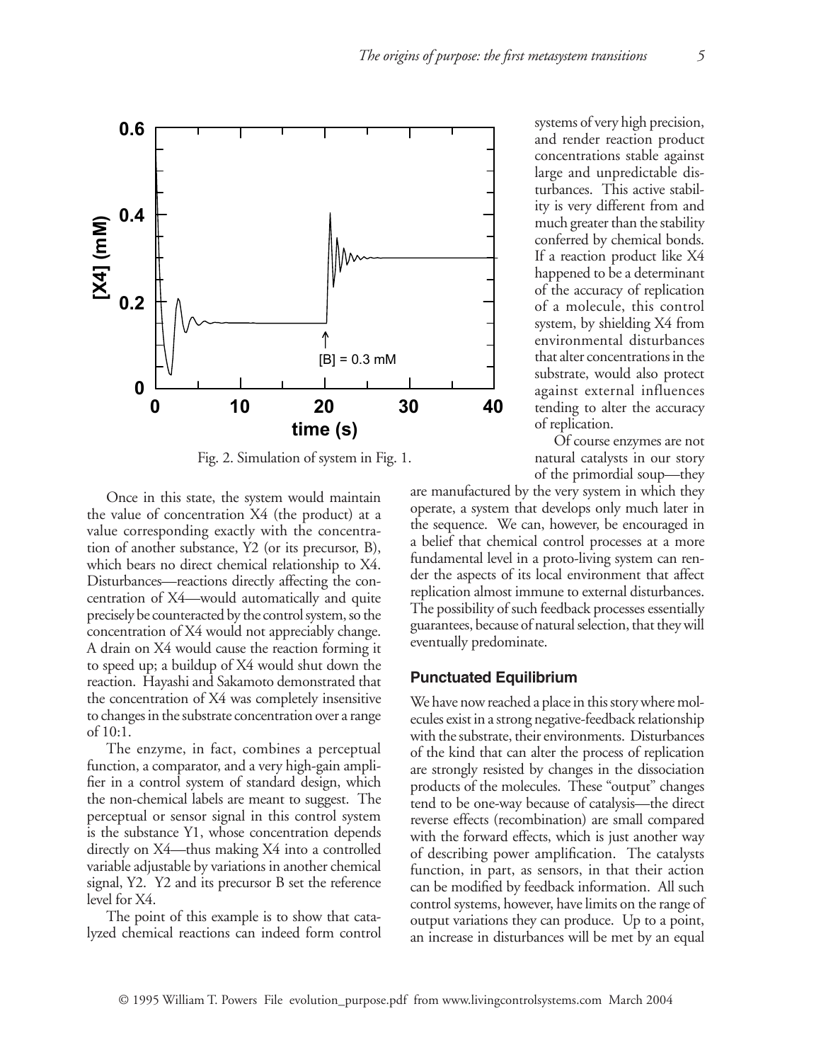Fig. 2. Simulation of system in Fig. 1.

Once in this state, the system would maintain the value of concentration X4 (the product) at a value corresponding exactly with the concentration of another substance, Y2 (or its precursor, B), which bears no direct chemical relationship to X4. Disturbances—reactions directly affecting the concentration of X4—would automatically and quite precisely be counteracted by the control system, so the concentration of X4 would not appreciably change. A drain on X4 would cause the reaction forming it to speed up; a buildup of X4 would shut down the reaction. Hayashi and Sakamoto demonstrated that the concentration of X4 was completely insensitive to changes in the substrate concentration over a range of 10:1.

The enzyme, in fact, combines a perceptual function, a comparator, and a very high-gain amplifier in a control system of standard design, which the non-chemical labels are meant to suggest. The perceptual or sensor signal in this control system is the substance Y1, whose concentration depends directly on X4—thus making X4 into a controlled variable adjustable by variations in another chemical signal, Y2. Y2 and its precursor B set the reference level for X4.

The point of this example is to show that catalyzed chemical reactions can indeed form control systems of very high precision, and render reaction product concentrations stable against large and unpredictable disturbances. This active stability is very different from and much greater than the stability conferred by chemical bonds. If a reaction product like X4 happened to be a determinant of the accuracy of replication of a molecule, this control system, by shielding X4 from environmental disturbances that alter concentrations in the substrate, would also protect against external influences tending to alter the accuracy of replication.

Of course enzymes are not natural catalysts in our story of the primordial soup—they are manufactured by the very system in which they operate, a system that develops only much later in the sequence. We can, however, be encouraged in a belief that chemical control processes at a more fundamental level in a proto-living system can render the aspects of its local environment that affect replication almost immune to external disturbances. The possibility of such feedback processes essentially guarantees, because of natural selection, that they will eventually predominate.

## Punctuated Equilibrium

We have now reached a place in this story where molecules exist in a strong negative-feedback relationship with the substrate, their environments. Disturbances of the kind that can alter the process of replication are strongly resisted by changes in the dissociation products of the molecules. These "output" changes tend to be one-way because of catalysis—the direct reverse effects (recombination) are small compared with the forward effects, which is just another way of describing power amplification. The catalysts function, in part, as sensors, in that their action can be modified by feedback information. All such control systems, however, have limits on the range of output variations they can produce. Up to a point, an increase in disturbances will be met by an equal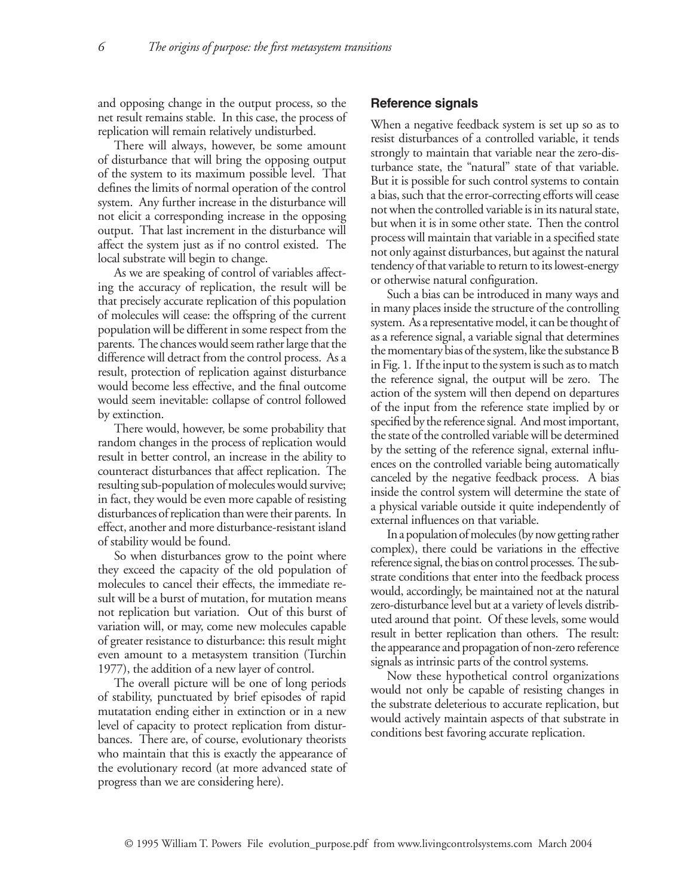and opposing change in the output process, so the net result remains stable. In this case, the process of replication will remain relatively undisturbed.

There will always, however, be some amount of disturbance that will bring the opposing output of the system to its maximum possible level. That defines the limits of normal operation of the control system. Any further increase in the disturbance will not elicit a corresponding increase in the opposing output. That last increment in the disturbance will affect the system just as if no control existed. The local substrate will begin to change.

As we are speaking of control of variables affecting the accuracy of replication, the result will be that precisely accurate replication of this population of molecules will cease: the offspring of the current population will be different in some respect from the parents. The chances would seem rather large that the difference will detract from the control process. As a result, protection of replication against disturbance would become less effective, and the final outcome would seem inevitable: collapse of control followed by extinction.

There would, however, be some probability that random changes in the process of replication would result in better control, an increase in the ability to counteract disturbances that affect replication. The resulting sub-population of molecules would survive; in fact, they would be even more capable of resisting disturbances of replication than were their parents. In effect, another and more disturbance-resistant island of stability would be found.

So when disturbances grow to the point where they exceed the capacity of the old population of molecules to cancel their effects, the immediate result will be a burst of mutation, for mutation means not replication but variation. Out of this burst of variation will, or may, come new molecules capable of greater resistance to disturbance: this result might even amount to a metasystem transition (Turchin 1977), the addition of a new layer of control.

The overall picture will be one of long periods of stability, punctuated by brief episodes of rapid mutatation ending either in extinction or in a new level of capacity to protect replication from disturbances. There are, of course, evolutionary theorists who maintain that this is exactly the appearance of the evolutionary record (at more advanced state of progress than we are considering here).

## Reference signals

When a negative feedback system is set up so as to resist disturbances of a controlled variable, it tends strongly to maintain that variable near the zero-disturbance state, the "natural" state of that variable. But it is possible for such control systems to contain a bias, such that the error-correcting efforts will cease not when the controlled variable is in its natural state, but when it is in some other state. Then the control process will maintain that variable in a specified state not only against disturbances, but against the natural tendency of that variable to return to its lowest-energy or otherwise natural configuration.

Such a bias can be introduced in many ways and in many places inside the structure of the controlling system. As a representative model, it can be thought of as a reference signal, a variable signal that determines the momentary bias of the system, like the substance B in Fig. 1. If the input to the system is such as to match the reference signal, the output will be zero. The action of the system will then depend on departures of the input from the reference state implied by or specified by the reference signal. And most important, the state of the controlled variable will be determined by the setting of the reference signal, external influences on the controlled variable being automatically canceled by the negative feedback process. A bias inside the control system will determine the state of a physical variable outside it quite independently of external influences on that variable.

In a population of molecules (by now getting rather complex), there could be variations in the effective reference signal, the bias on control processes. The substrate conditions that enter into the feedback process would, accordingly, be maintained not at the natural zero-disturbance level but at a variety of levels distributed around that point. Of these levels, some would result in better replication than others. The result: the appearance and propagation of non-zero reference signals as intrinsic parts of the control systems.

Now these hypothetical control organizations would not only be capable of resisting changes in the substrate deleterious to accurate replication, but would actively maintain aspects of that substrate in conditions best favoring accurate replication.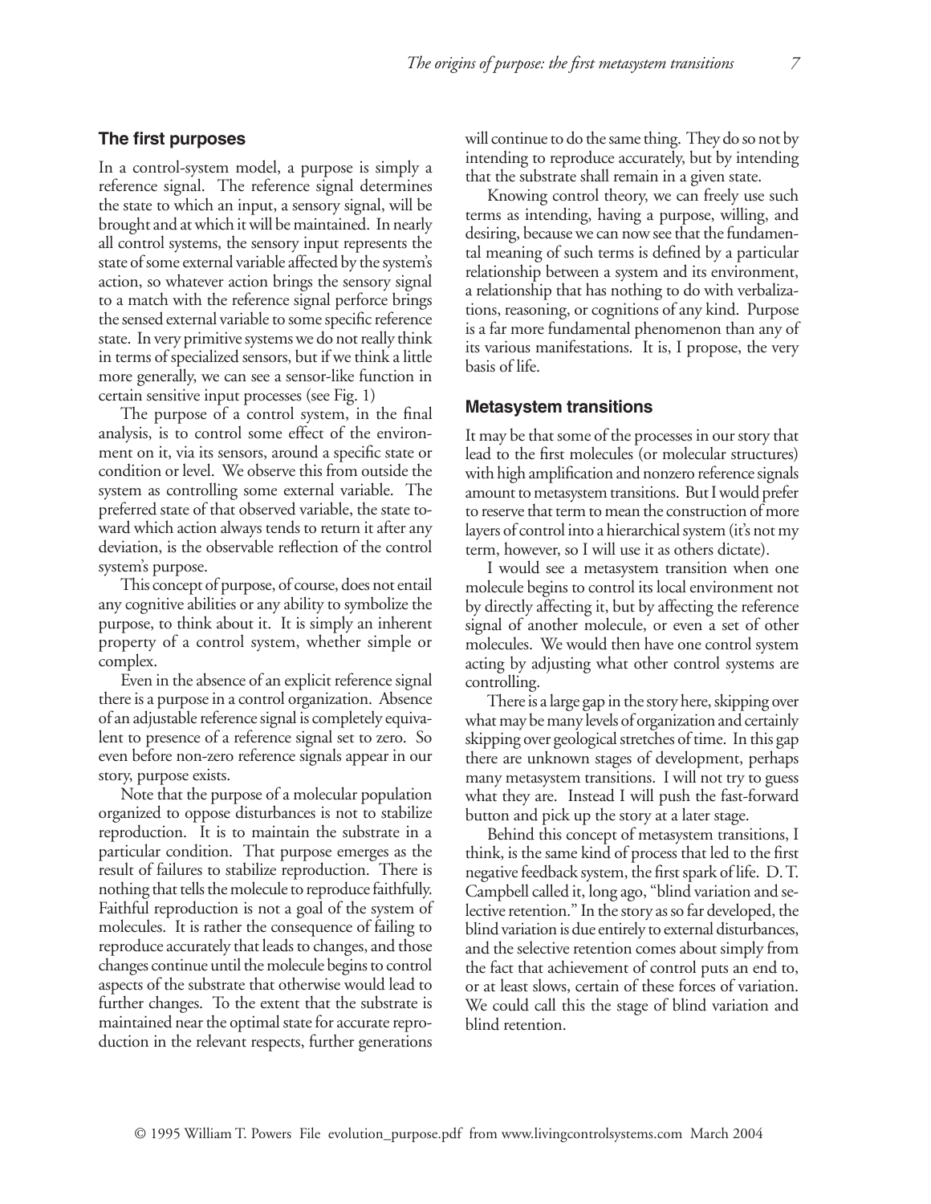## The first purposes

In a control-system model, a purpose is simply a reference signal. The reference signal determines the state to which an input, a sensory signal, will be brought and at which it will be maintained. In nearly all control systems, the sensory input represents the state of some external variable affected by the system's action, so whatever action brings the sensory signal to a match with the reference signal perforce brings the sensed external variable to some specific reference state. In very primitive systems we do not really think in terms of specialized sensors, but if we think a little more generally, we can see a sensor-like function in certain sensitive input processes (see Fig. 1)

The purpose of a control system, in the final analysis, is to control some effect of the environment on it, via its sensors, around a specific state or condition or level. We observe this from outside the system as controlling some external variable. The preferred state of that observed variable, the state toward which action always tends to return it after any deviation, is the observable reflection of the control system's purpose.

This concept of purpose, of course, does not entail any cognitive abilities or any ability to symbolize the purpose, to think about it. It is simply an inherent property of a control system, whether simple or complex.

Even in the absence of an explicit reference signal there is a purpose in a control organization. Absence of an adjustable reference signal is completely equivalent to presence of a reference signal set to zero. So even before non-zero reference signals appear in our story, purpose exists.

Note that the purpose of a molecular population organized to oppose disturbances is not to stabilize reproduction. It is to maintain the substrate in a particular condition. That purpose emerges as the result of failures to stabilize reproduction. There is nothing that tells the molecule to reproduce faithfully. Faithful reproduction is not a goal of the system of molecules. It is rather the consequence of failing to reproduce accurately that leads to changes, and those changes continue until the molecule begins to control aspects of the substrate that otherwise would lead to further changes. To the extent that the substrate is maintained near the optimal state for accurate reproduction in the relevant respects, further generations will continue to do the same thing. They do so not by intending to reproduce accurately, but by intending that the substrate shall remain in a given state.

Knowing control theory, we can freely use such terms as intending, having a purpose, willing, and desiring, because we can now see that the fundamental meaning of such terms is defined by a particular relationship between a system and its environment, a relationship that has nothing to do with verbalizations, reasoning, or cognitions of any kind. Purpose is a far more fundamental phenomenon than any of its various manifestations. It is, I propose, the very basis of life.

## Metasystem transitions

It may be that some of the processes in our story that lead to the first molecules (or molecular structures) with high amplification and nonzero reference signals amount to metasystem transitions. But I would prefer to reserve that term to mean the construction of more layers of control into a hierarchical system (it's not my term, however, so I will use it as others dictate).

I would see a metasystem transition when one molecule begins to control its local environment not by directly affecting it, but by affecting the reference signal of another molecule, or even a set of other molecules. We would then have one control system acting by adjusting what other control systems are controlling.

There is a large gap in the story here, skipping over what may be many levels of organization and certainly skipping over geological stretches of time. In this gap there are unknown stages of development, perhaps many metasystem transitions. I will not try to guess what they are. Instead I will push the fast-forward button and pick up the story at a later stage.

Behind this concept of metasystem transitions, I think, is the same kind of process that led to the first negative feedback system, the first spark of life. D. T. Campbell called it, long ago, "blind variation and selective retention." In the story as so far developed, the blind variation is due entirely to external disturbances, and the selective retention comes about simply from the fact that achievement of control puts an end to, or at least slows, certain of these forces of variation. We could call this the stage of blind variation and blind retention.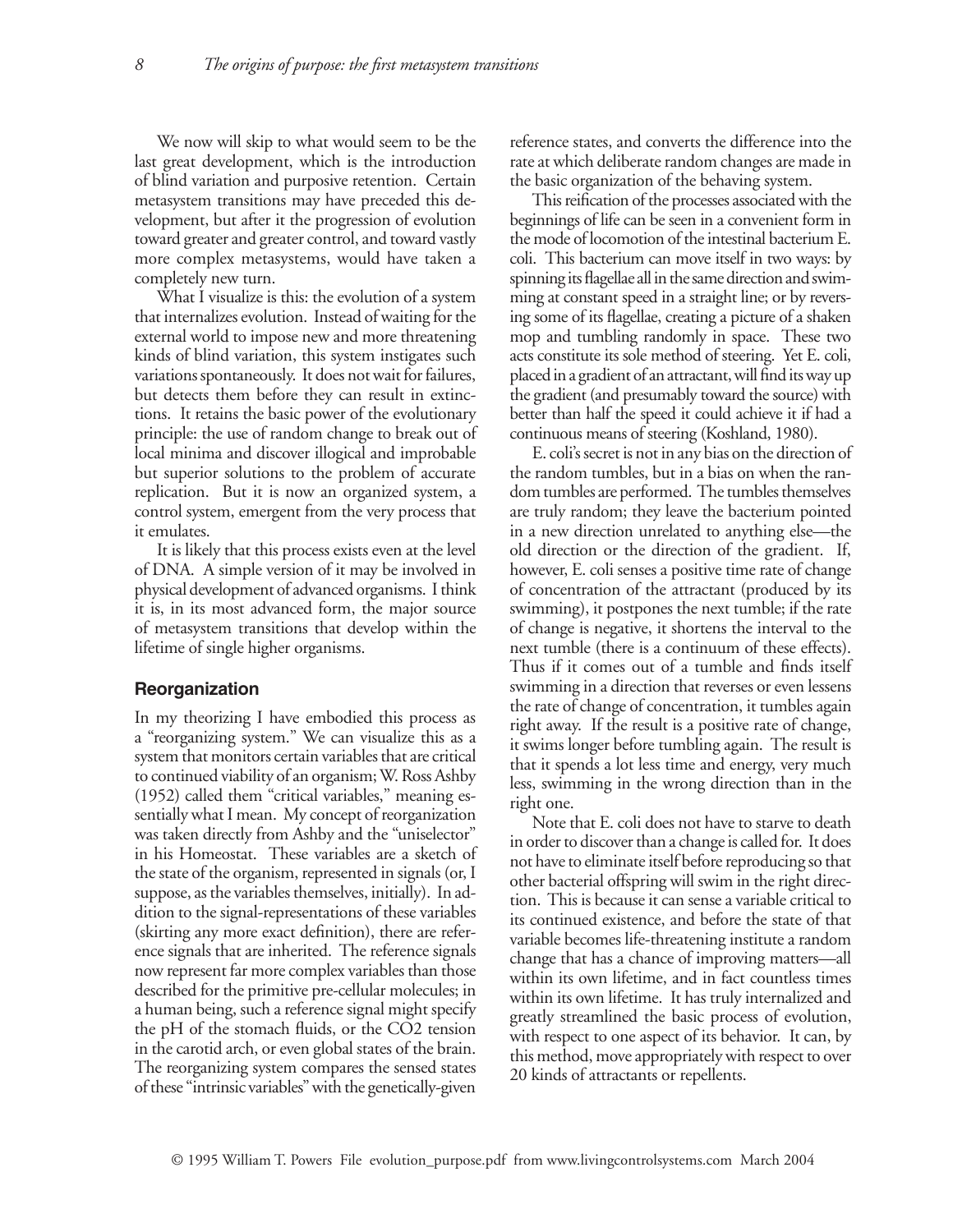We now will skip to what would seem to be the last great development, which is the introduction of blind variation and purposive retention. Certain metasystem transitions may have preceded this development, but after it the progression of evolution toward greater and greater control, and toward vastly more complex metasystems, would have taken a completely new turn.

What I visualize is this: the evolution of a system that internalizes evolution. Instead of waiting for the external world to impose new and more threatening kinds of blind variation, this system instigates such variations spontaneously. It does not wait for failures, but detects them before they can result in extinctions. It retains the basic power of the evolutionary principle: the use of random change to break out of local minima and discover illogical and improbable but superior solutions to the problem of accurate replication. But it is now an organized system, a control system, emergent from the very process that it emulates.

It is likely that this process exists even at the level of DNA. A simple version of it may be involved in physical development of advanced organisms. I think it is, in its most advanced form, the major source of metasystem transitions that develop within the lifetime of single higher organisms.

## Reorganization

In my theorizing I have embodied this process as a "reorganizing system." We can visualize this as a system that monitors certain variables that are critical to continued viability of an organism; W. Ross Ashby (1952) called them "critical variables," meaning essentially what I mean. My concept of reorganization was taken directly from Ashby and the "uniselector" in his Homeostat. These variables are a sketch of the state of the organism, represented in signals (or, I suppose, as the variables themselves, initially). In addition to the signal-representations of these variables (skirting any more exact definition), there are reference signals that are inherited. The reference signals now represent far more complex variables than those described for the primitive pre-cellular molecules; in a human being, such a reference signal might specify the pH of the stomach fluids, or the CO2 tension in the carotid arch, or even global states of the brain. The reorganizing system compares the sensed states of these "intrinsic variables" with the genetically-given reference states, and converts the difference into the rate at which deliberate random changes are made in the basic organization of the behaving system.

This reification of the processes associated with the beginnings of life can be seen in a convenient form in the mode of locomotion of the intestinal bacterium E. coli. This bacterium can move itself in two ways: by spinning its flagellae all in the same direction and swimming at constant speed in a straight line; or by reversing some of its flagellae, creating a picture of a shaken mop and tumbling randomly in space. These two acts constitute its sole method of steering. Yet E. coli, placed in a gradient of an attractant, will find its way up the gradient (and presumably toward the source) with better than half the speed it could achieve it if had a continuous means of steering (Koshland, 1980).

E. coli's secret is not in any bias on the direction of the random tumbles, but in a bias on when the random tumbles are performed. The tumbles themselves are truly random; they leave the bacterium pointed in a new direction unrelated to anything else—the old direction or the direction of the gradient. If, however, E. coli senses a positive time rate of change of concentration of the attractant (produced by its swimming), it postpones the next tumble; if the rate of change is negative, it shortens the interval to the next tumble (there is a continuum of these effects). Thus if it comes out of a tumble and finds itself swimming in a direction that reverses or even lessens the rate of change of concentration, it tumbles again right away. If the result is a positive rate of change, it swims longer before tumbling again. The result is that it spends a lot less time and energy, very much less, swimming in the wrong direction than in the right one.

Note that E. coli does not have to starve to death in order to discover than a change is called for. It does not have to eliminate itself before reproducing so that other bacterial offspring will swim in the right direction. This is because it can sense a variable critical to its continued existence, and before the state of that variable becomes life-threatening institute a random change that has a chance of improving matters—all within its own lifetime, and in fact countless times within its own lifetime. It has truly internalized and greatly streamlined the basic process of evolution, with respect to one aspect of its behavior. It can, by this method, move appropriately with respect to over 20 kinds of attractants or repellents.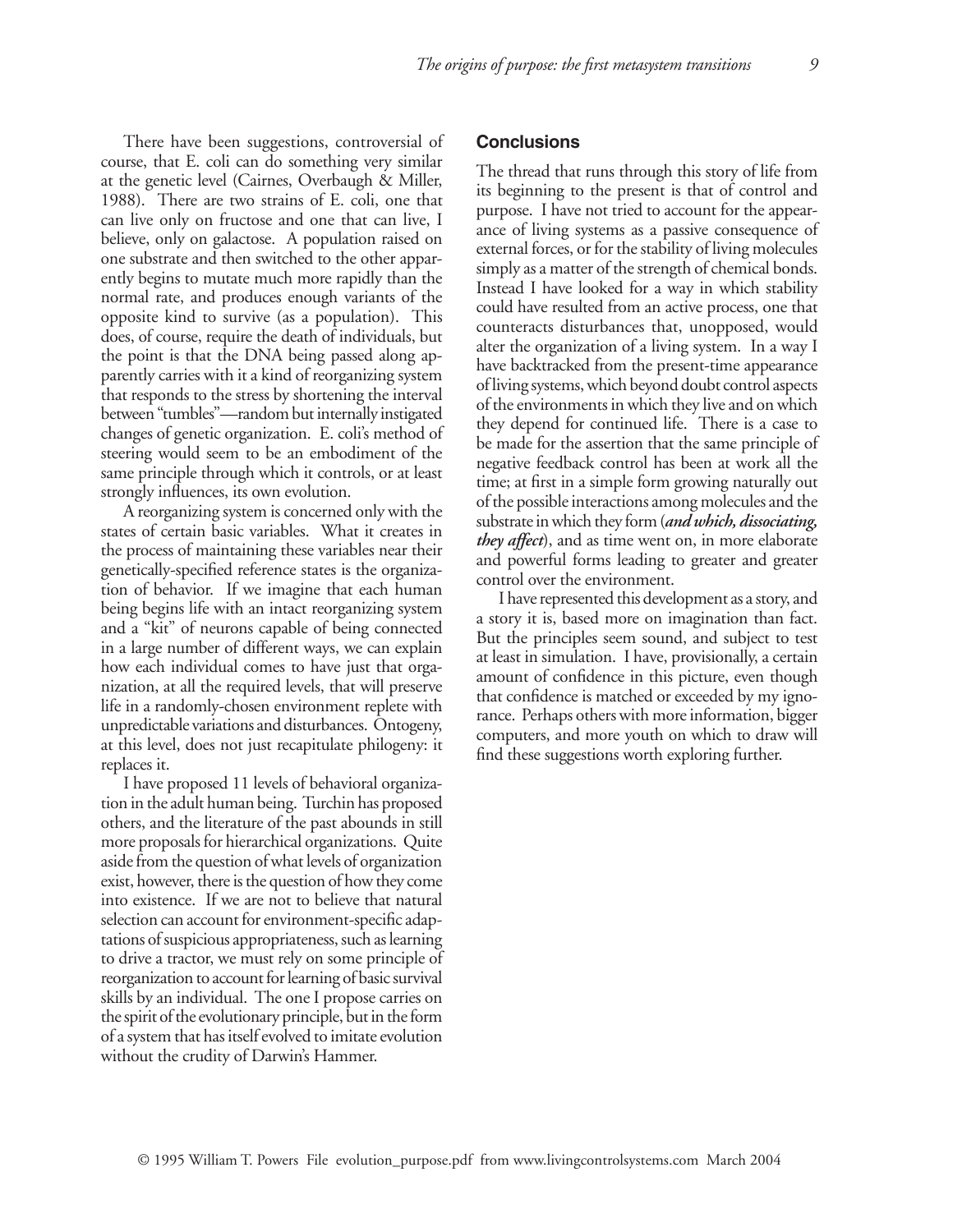There have been suggestions, controversial of course, that E. coli can do something very similar at the genetic level (Cairnes, Overbaugh & Miller, 1988). There are two strains of E. coli, one that can live only on fructose and one that can live, I believe, only on galactose. A population raised on one substrate and then switched to the other apparently begins to mutate much more rapidly than the normal rate, and produces enough variants of the opposite kind to survive (as a population). This does, of course, require the death of individuals, but the point is that the DNA being passed along apparently carries with it a kind of reorganizing system that responds to the stress by shortening the interval between "tumbles"—random but internally instigated changes of genetic organization. E. coli's method of steering would seem to be an embodiment of the same principle through which it controls, or at least strongly influences, its own evolution.

A reorganizing system is concerned only with the states of certain basic variables. What it creates in the process of maintaining these variables near their genetically-specified reference states is the organization of behavior. If we imagine that each human being begins life with an intact reorganizing system and a "kit" of neurons capable of being connected in a large number of different ways, we can explain how each individual comes to have just that organization, at all the required levels, that will preserve life in a randomly-chosen environment replete with unpredictable variations and disturbances. Ontogeny, at this level, does not just recapitulate philogeny: it replaces it.

I have proposed 11 levels of behavioral organization in the adult human being. Turchin has proposed others, and the literature of the past abounds in still more proposals for hierarchical organizations. Quite aside from the question of what levels of organization exist, however, there is the question of how they come into existence. If we are not to believe that natural selection can account for environment-specific adaptations of suspicious appropriateness, such as learning to drive a tractor, we must rely on some principle of reorganization to account for learning of basic survival skills by an individual. The one I propose carries on the spirit of the evolutionary principle, but in the form of a system that has itself evolved to imitate evolution without the crudity of Darwin's Hammer.

## Conclusions

The thread that runs through this story of life from its beginning to the present is that of control and purpose. I have not tried to account for the appearance of living systems as a passive consequence of external forces, or for the stability of living molecules simply as a matter of the strength of chemical bonds. Instead I have looked for a way in which stability could have resulted from an active process, one that counteracts disturbances that, unopposed, would alter the organization of a living system. In a way I have backtracked from the present-time appearance of living systems, which beyond doubt control aspects of the environments in which they live and on which they depend for continued life. There is a case to be made for the assertion that the same principle of negative feedback control has been at work all the time; at first in a simple form growing naturally out of the possible interactions among molecules and the substrate in which they form (***and which, dissociating, they affect***), and as time went on, in more elaborate and powerful forms leading to greater and greater control over the environment.

I have represented this development as a story, and a story it is, based more on imagination than fact. But the principles seem sound, and subject to test at least in simulation. I have, provisionally, a certain amount of confidence in this picture, even though that confidence is matched or exceeded by my ignorance. Perhaps others with more information, bigger computers, and more youth on which to draw will find these suggestions worth exploring further.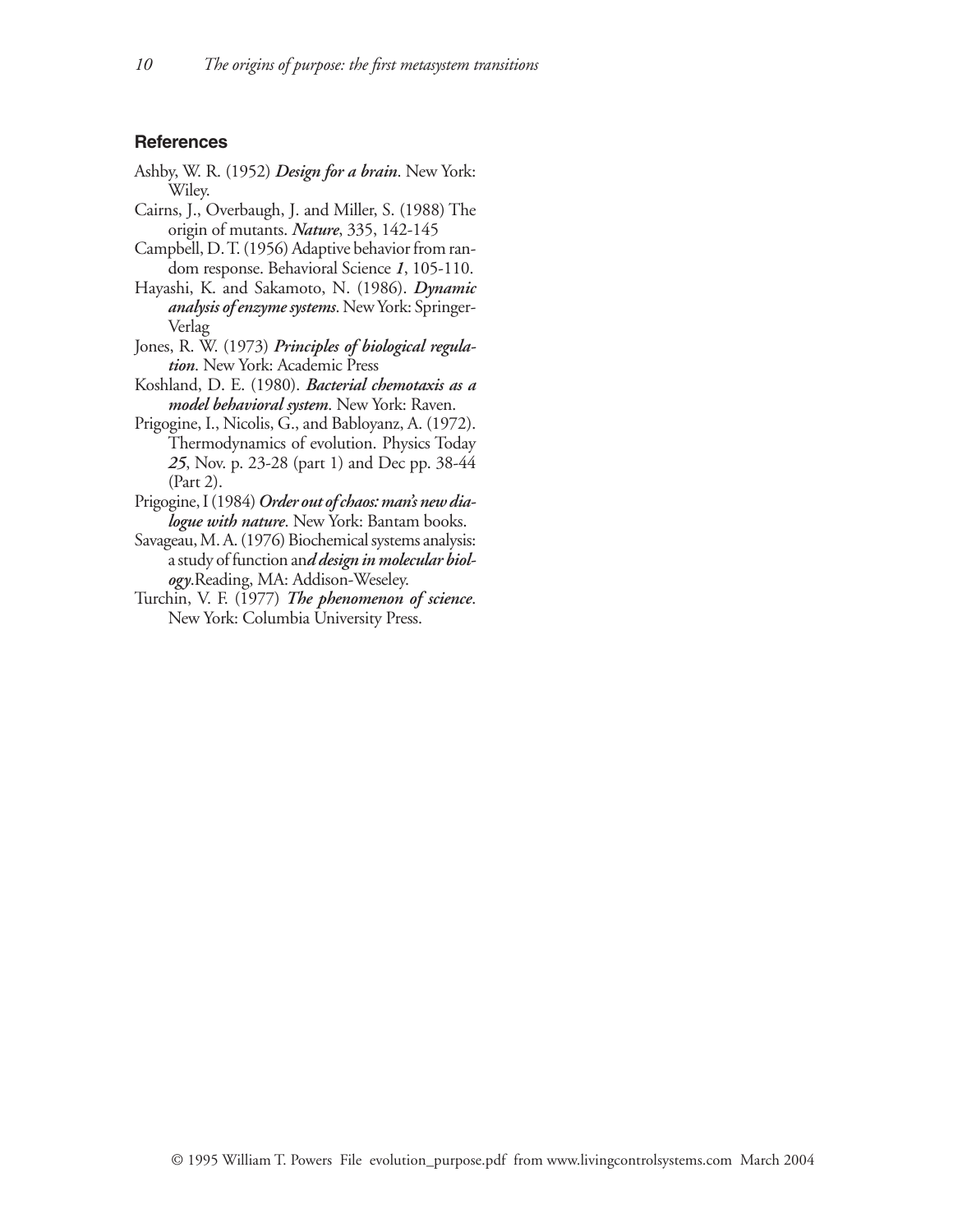## References

Ashby, W. R. (1952) ***Design for a brain***. New York: Wiley.

Cairns, J., Overbaugh, J. and Miller, S. (1988) The origin of mutants. ***Nature***, 335, 142-145

Campbell, D. T. (1956) Adaptive behavior from random response. Behavioral Science ***1***, 105-110.

Hayashi, K. and Sakamoto, N. (1986). ***Dynamic analysis of enzyme systems***. New York: Springer-Verlag

Jones, R. W. (1973) ***Principles of biological regulation***. New York: Academic Press

Koshland, D. E. (1980). ***Bacterial chemotaxis as a model behavioral system***. New York: Raven.

Prigogine, I., Nicolis, G., and Babloyanz, A. (1972). Thermodynamics of evolution. Physics Today ***25***, Nov. p. 23-28 (part 1) and Dec pp. 38-44 (Part 2).

Prigogine, I (1984) ***Order out of chaos: man's new dialogue with nature***. New York: Bantam books.

Savageau, M. A. (1976) Biochemical systems analysis: a study of function an***d design in molecular biology***.Reading, MA: Addison-Weseley.

Turchin, V. F. (1977) ***The phenomenon of science***. New York: Columbia University Press.

© 1995 William T. Powers File evolution_purpose.pdf from www.livingcontrolsystems.com March 2004